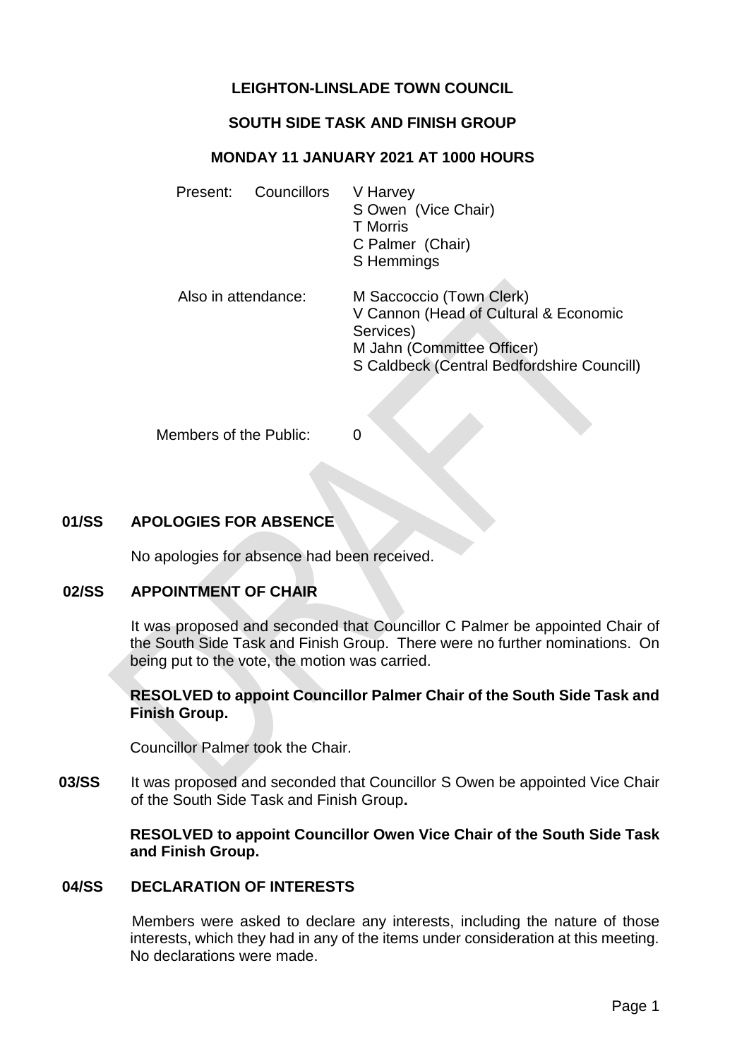**LEIGHTON-LINSLADE TOWN COUNCIL**

**SOUTH SIDE TASK AND FINISH GROUP**

**MONDAY 11 JANUARY 2021 AT 1000 HOURS**

Present: Councillors V Harvey
S Owen (Vice Chair)
T Morris
C Palmer (Chair)
S Hemmings

Also in attendance: M Saccoccio (Town Clerk)
V Cannon (Head of Cultural & Economic Services)
M Jahn (Committee Officer)
S Caldbeck (Central Bedfordshire Councill)

Members of the Public: 0

**01/SS APOLOGIES FOR ABSENCE**

No apologies for absence had been received.

**02/SS APPOINTMENT OF CHAIR**

It was proposed and seconded that Councillor C Palmer be appointed Chair of the South Side Task and Finish Group. There were no further nominations. On being put to the vote, the motion was carried.

**RESOLVED to appoint Councillor Palmer Chair of the South Side Task and Finish Group.**

Councillor Palmer took the Chair.

**03/SS** It was proposed and seconded that Councillor S Owen be appointed Vice Chair of the South Side Task and Finish Group**.**

**RESOLVED to appoint Councillor Owen Vice Chair of the South Side Task and Finish Group.**

**04/SS DECLARATION OF INTERESTS**

Members were asked to declare any interests, including the nature of those interests, which they had in any of the items under consideration at this meeting. No declarations were made.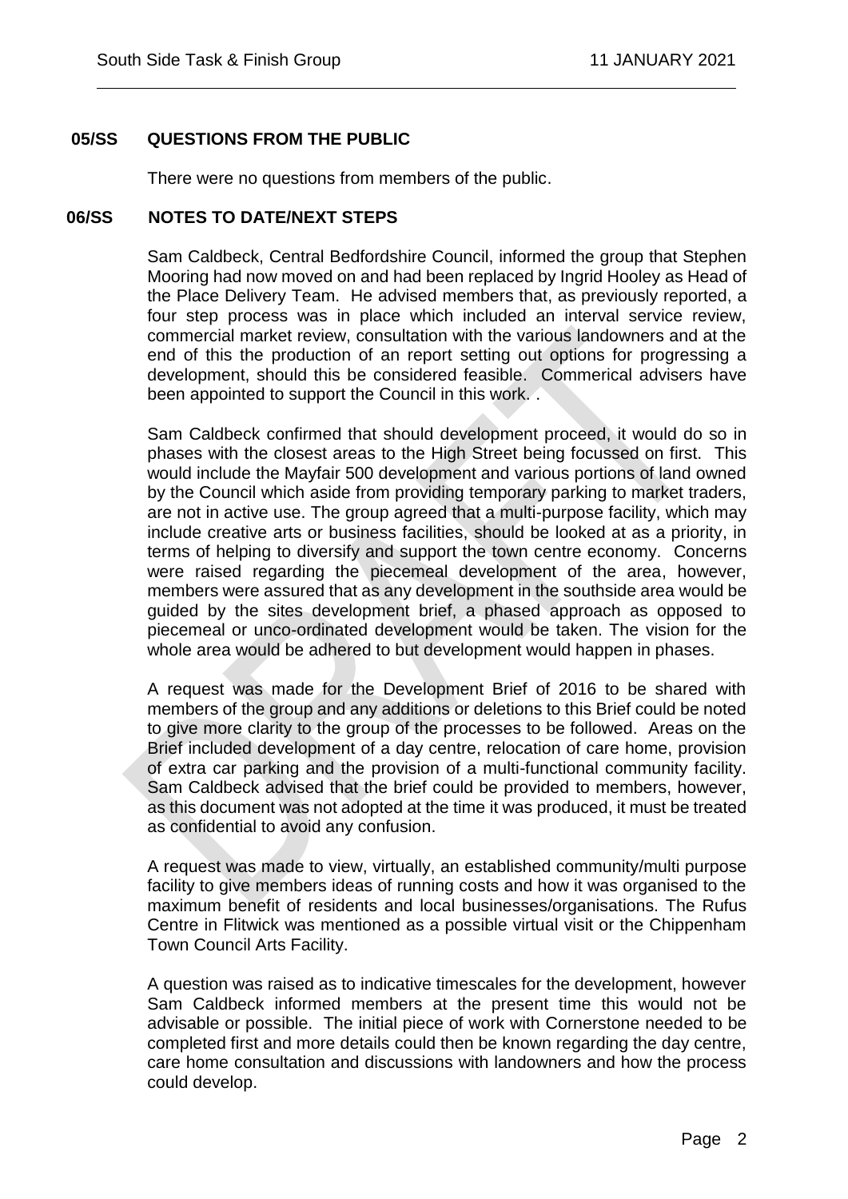## 05/SS QUESTIONS FROM THE PUBLIC

There were no questions from members of the public.

## 06/SS NOTES TO DATE/NEXT STEPS

Sam Caldbeck, Central Bedfordshire Council, informed the group that Stephen Mooring had now moved on and had been replaced by Ingrid Hooley as Head of the Place Delivery Team. He advised members that, as previously reported, a four step process was in place which included an interval service review, commercial market review, consultation with the various landowners and at the end of this the production of an report setting out options for progressing a development, should this be considered feasible. Commerical advisers have been appointed to support the Council in this work. .

Sam Caldbeck confirmed that should development proceed, it would do so in phases with the closest areas to the High Street being focussed on first. This would include the Mayfair 500 development and various portions of land owned by the Council which aside from providing temporary parking to market traders, are not in active use. The group agreed that a multi-purpose facility, which may include creative arts or business facilities, should be looked at as a priority, in terms of helping to diversify and support the town centre economy. Concerns were raised regarding the piecemeal development of the area, however, members were assured that as any development in the southside area would be guided by the sites development brief, a phased approach as opposed to piecemeal or unco-ordinated development would be taken. The vision for the whole area would be adhered to but development would happen in phases.

A request was made for the Development Brief of 2016 to be shared with members of the group and any additions or deletions to this Brief could be noted to give more clarity to the group of the processes to be followed. Areas on the Brief included development of a day centre, relocation of care home, provision of extra car parking and the provision of a multi-functional community facility. Sam Caldbeck advised that the brief could be provided to members, however, as this document was not adopted at the time it was produced, it must be treated as confidential to avoid any confusion.

A request was made to view, virtually, an established community/multi purpose facility to give members ideas of running costs and how it was organised to the maximum benefit of residents and local businesses/organisations. The Rufus Centre in Flitwick was mentioned as a possible virtual visit or the Chippenham Town Council Arts Facility.

A question was raised as to indicative timescales for the development, however Sam Caldbeck informed members at the present time this would not be advisable or possible. The initial piece of work with Cornerstone needed to be completed first and more details could then be known regarding the day centre, care home consultation and discussions with landowners and how the process could develop.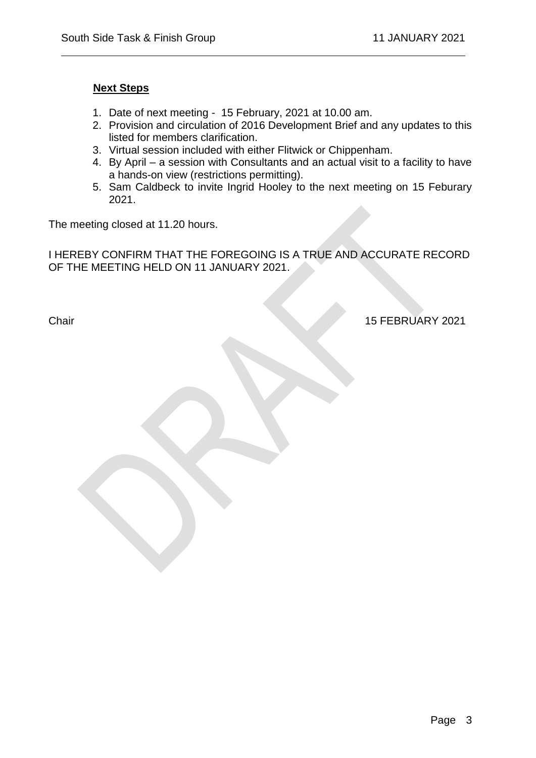**Next Steps**

1. Date of next meeting - 15 February, 2021 at 10.00 am.
2. Provision and circulation of 2016 Development Brief and any updates to this listed for members clarification.
3. Virtual session included with either Flitwick or Chippenham.
4. By April – a session with Consultants and an actual visit to a facility to have a hands-on view (restrictions permitting).
5. Sam Caldbeck to invite Ingrid Hooley to the next meeting on 15 Feburary 2021.

The meeting closed at 11.20 hours.

I HEREBY CONFIRM THAT THE FOREGOING IS A TRUE AND ACCURATE RECORD OF THE MEETING HELD ON 11 JANUARY 2021.

Chair 15 FEBRUARY 2021